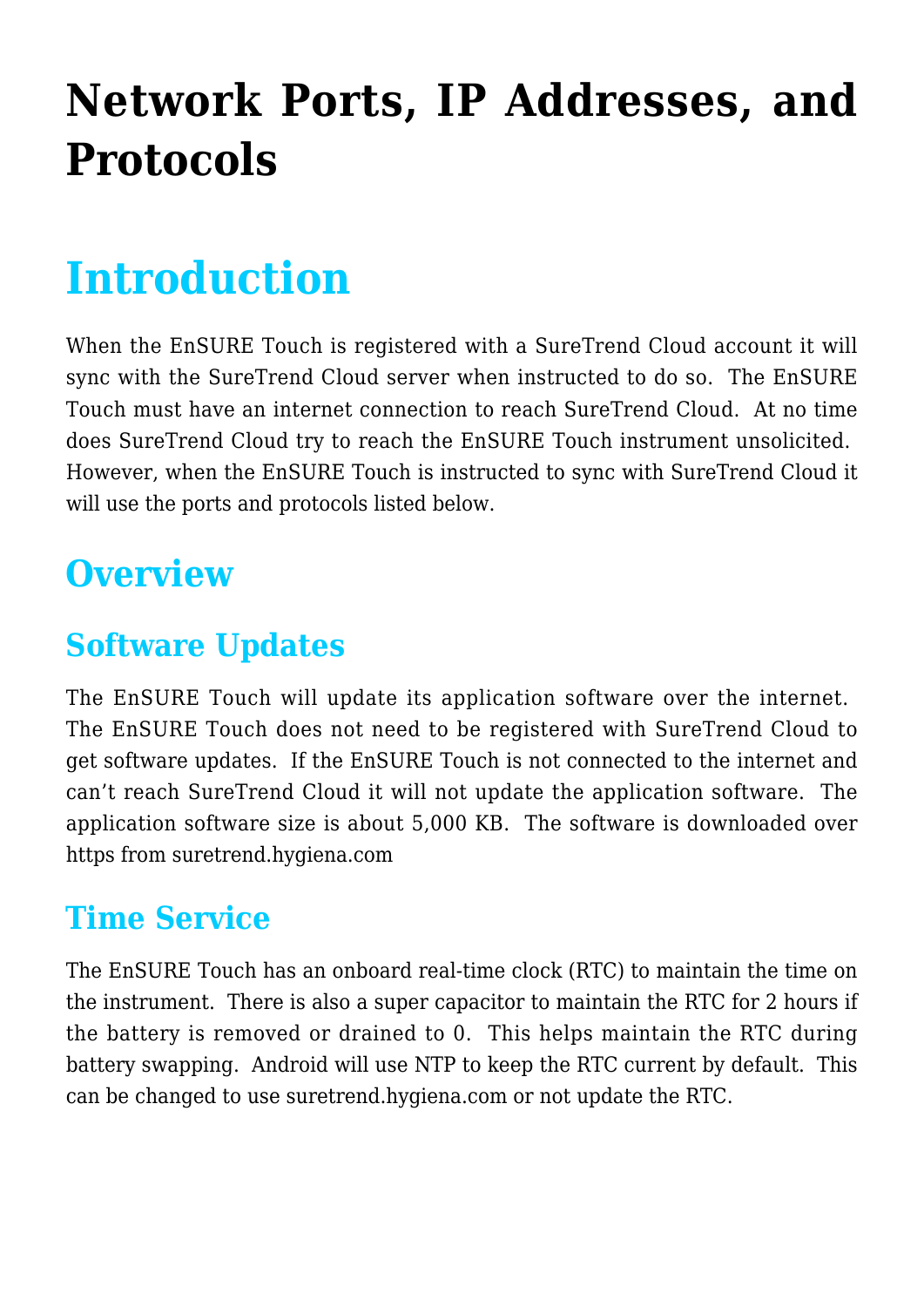# Network Ports, IP Addresses, and Protocols

## Introduction

When the EnSURE Touch is registered with a SureTrend Cloud account it will sync with the SureTrend Cloud server when instructed to do so. The EnSURE Touch must have an internet connection to reach SureTrend Cloud. At no time does SureTrend Cloud try to reach the EnSURE Touch instrument unsolicited. However, when the EnSURE Touch is instructed to sync with SureTrend Cloud it will use the ports and protocols listed below.

## Overview

### Software Updates

The EnSURE Touch will update its application software over the internet. The EnSURE Touch does not need to be registered with SureTrend Cloud to get software updates. If the EnSURE Touch is not connected to the internet and can't reach SureTrend Cloud it will not update the application software. The application software size is about 5,000 KB. The software is downloaded over https from suretrend.hygiena.com

### Time Service

The EnSURE Touch has an onboard real-time clock (RTC) to maintain the time on the instrument. There is also a super capacitor to maintain the RTC for 2 hours if the battery is removed or drained to 0. This helps maintain the RTC during battery swapping. Android will use NTP to keep the RTC current by default. This can be changed to use suretrend.hygiena.com or not update the RTC.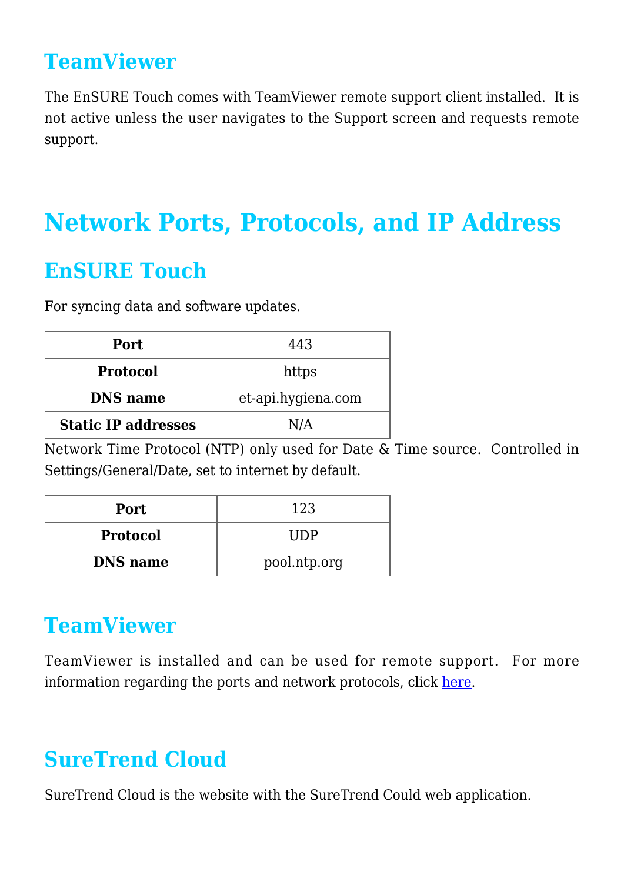## TeamViewer

The EnSURE Touch comes with TeamViewer remote support client installed. It is not active unless the user navigates to the Support screen and requests remote support.

# Network Ports, Protocols, and IP Address

## EnSURE Touch

For syncing data and software updates.

| **Port** | 443 |
|---|---|
| **Protocol** | https |
| **DNS name** | et-api.hygiena.com |
| **Static IP addresses** | N/A |

Network Time Protocol (NTP) only used for Date & Time source. Controlled in Settings/General/Date, set to internet by default.

| **Port** | 123 |
|---|---|
| **Protocol** | UDP |
| **DNS name** | pool.ntp.org |

## TeamViewer

TeamViewer is installed and can be used for remote support. For more information regarding the ports and network protocols, click here.

## SureTrend Cloud

SureTrend Cloud is the website with the SureTrend Could web application.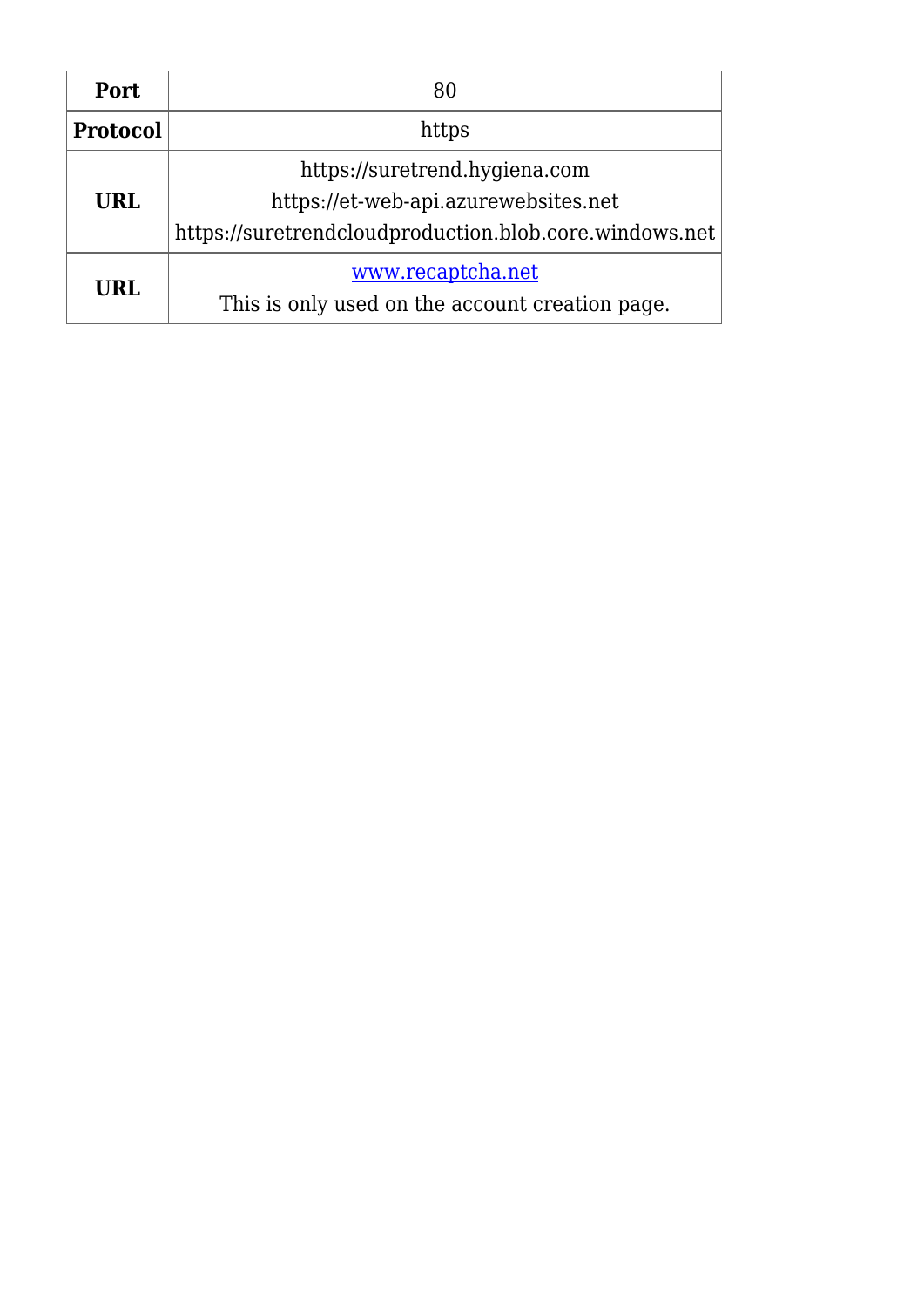| | |
|---|---|
| **Port** | 80 |
| **Protocol** | https |
| **URL** | https://suretrend.hygiena.com<br>https://et-web-api.azurewebsites.net<br>https://suretrendcloudproduction.blob.core.windows.net |
| **URL** | www.recaptcha.net<br>This is only used on the account creation page. |